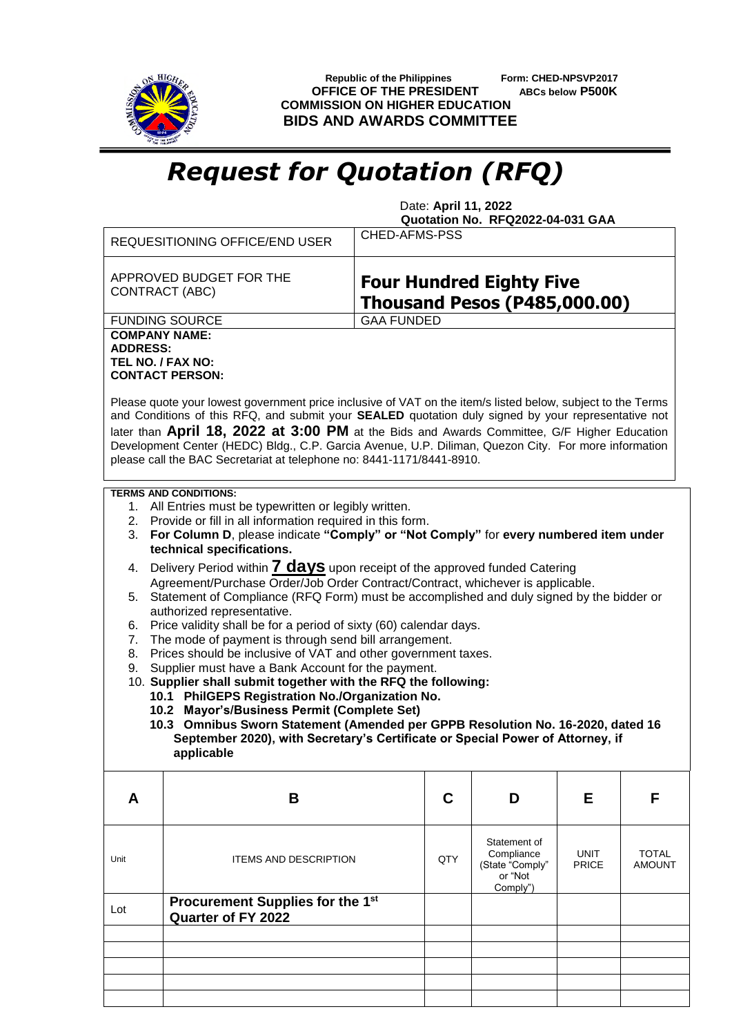Republic of the Philippines
**OFFICE OF THE PRESIDENT**
**COMMISSION ON HIGHER EDUCATION**
**BIDS AND AWARDS COMMITTEE**

Form: CHED-NPSVP2017
**ABCs below P500K**

# *Request for Quotation (RFQ)*

Date: **April 11, 2022**
**Quotation No. RFQ2022-04-031 GAA**

| REQUESITIONING OFFICE/END USER | CHED-AFMS-PSS |
|---|---|
| APPROVED BUDGET FOR THE CONTRACT (ABC) | **Four Hundred Eighty Five Thousand Pesos (P485,000.00)** |
| FUNDING SOURCE | GAA FUNDED |

**COMPANY NAME:**
**ADDRESS:**
**TEL NO. / FAX NO:**
**CONTACT PERSON:**

Please quote your lowest government price inclusive of VAT on the item/s listed below, subject to the Terms and Conditions of this RFQ, and submit your **SEALED** quotation duly signed by your representative not later than **April 18, 2022 at 3:00 PM** at the Bids and Awards Committee, G/F Higher Education Development Center (HEDC) Bldg., C.P. Garcia Avenue, U.P. Diliman, Quezon City. For more information please call the BAC Secretariat at telephone no: 8441-1171/8441-8910.

**TERMS AND CONDITIONS:**

1. All Entries must be typewritten or legibly written.
2. Provide or fill in all information required in this form.
3. **For Column D**, please indicate **"Comply" or "Not Comply"** for **every numbered item under technical specifications.**
4. Delivery Period within **7 days** upon receipt of the approved funded Catering Agreement/Purchase Order/Job Order Contract/Contract, whichever is applicable.
5. Statement of Compliance (RFQ Form) must be accomplished and duly signed by the bidder or authorized representative.
6. Price validity shall be for a period of sixty (60) calendar days.
7. The mode of payment is through send bill arrangement.
8. Prices should be inclusive of VAT and other government taxes.
9. Supplier must have a Bank Account for the payment.
10. **Supplier shall submit together with the RFQ the following:**
    **10.1 PhilGEPS Registration No./Organization No.**
    **10.2 Mayor's/Business Permit (Complete Set)**
    **10.3 Omnibus Sworn Statement (Amended per GPPB Resolution No. 16-2020, dated 16 September 2020), with Secretary's Certificate or Special Power of Attorney, if applicable**

| A | B | C | D | E | F |
|---|---|---|---|---|---|
| Unit | ITEMS AND DESCRIPTION | QTY | Statement of Compliance (State "Comply" or "Not Comply") | UNIT PRICE | TOTAL AMOUNT |
| Lot | **Procurement Supplies for the 1st Quarter of FY 2022** | | | | |
| | | | | | |
| | | | | | |
| | | | | | |
| | | | | | |
| | | | | | |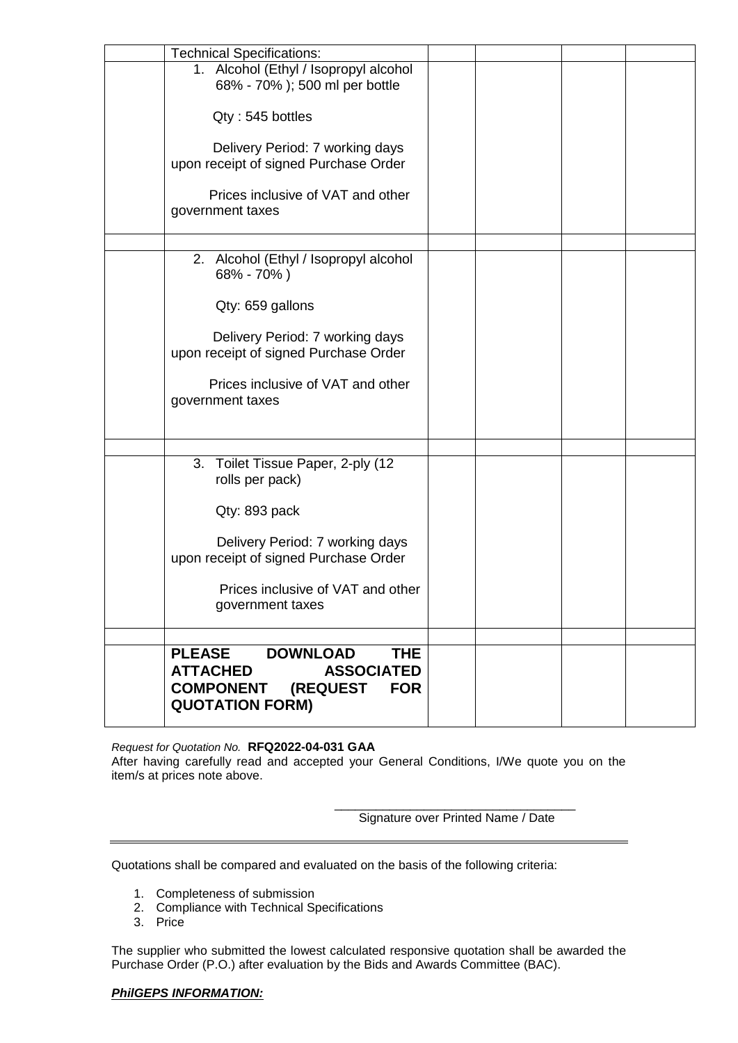| | Technical Specifications: | | | | |
|---|---|---|---|---|---|
| | 1. Alcohol (Ethyl / Isopropyl alcohol 68% - 70% ); 500 ml per bottle<br><br>Qty : 545 bottles<br><br>Delivery Period: 7 working days upon receipt of signed Purchase Order<br><br>Prices inclusive of VAT and other government taxes | | | | |
| | | | | | |
| | 2. Alcohol (Ethyl / Isopropyl alcohol 68% - 70% )<br><br>Qty: 659 gallons<br><br>Delivery Period: 7 working days upon receipt of signed Purchase Order<br><br>Prices inclusive of VAT and other government taxes | | | | |
| | | | | | |
| | 3. Toilet Tissue Paper, 2-ply (12 rolls per pack)<br><br>Qty: 893 pack<br><br>Delivery Period: 7 working days upon receipt of signed Purchase Order<br><br>Prices inclusive of VAT and other government taxes | | | | |
| | | | | | |
| | **PLEASE DOWNLOAD THE ATTACHED ASSOCIATED COMPONENT (REQUEST FOR QUOTATION FORM)** | | | | |

*Request for Quotation No.* **RFQ2022-04-031 GAA**

After having carefully read and accepted your General Conditions, I/We quote you on the item/s at prices note above.

\_\_\_\_\_\_\_\_\_\_\_\_\_\_\_\_\_\_\_\_\_\_\_\_\_\_\_\_\_\_\_\_\_\_\_\_

Signature over Printed Name / Date

---

Quotations shall be compared and evaluated on the basis of the following criteria:

1. Completeness of submission
2. Compliance with Technical Specifications
3. Price

The supplier who submitted the lowest calculated responsive quotation shall be awarded the Purchase Order (P.O.) after evaluation by the Bids and Awards Committee (BAC).

***PhilGEPS INFORMATION:***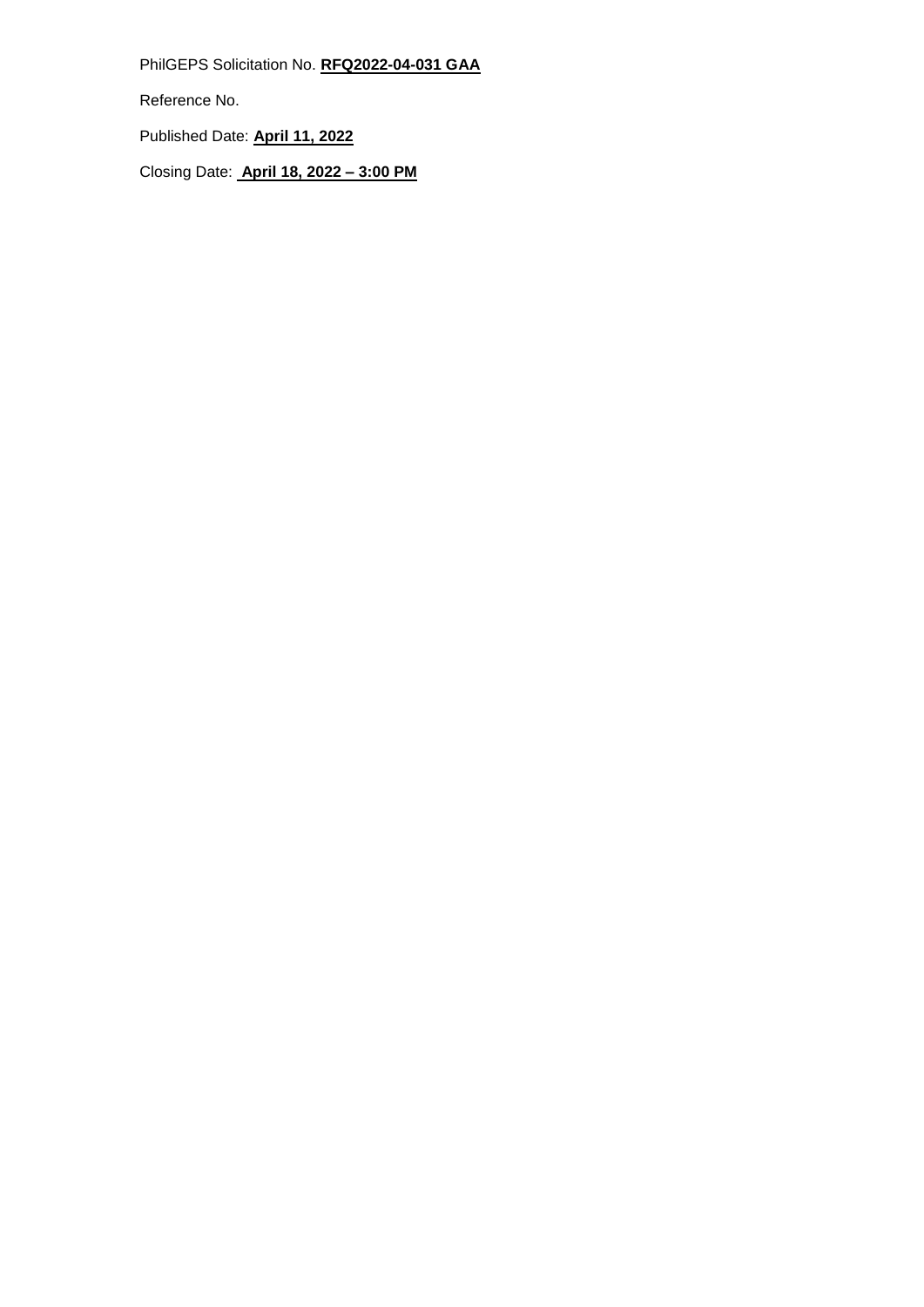PhilGEPS Solicitation No. **RFQ2022-04-031 GAA**

Reference No.

Published Date: **April 11, 2022**

Closing Date: **April 18, 2022 – 3:00 PM**